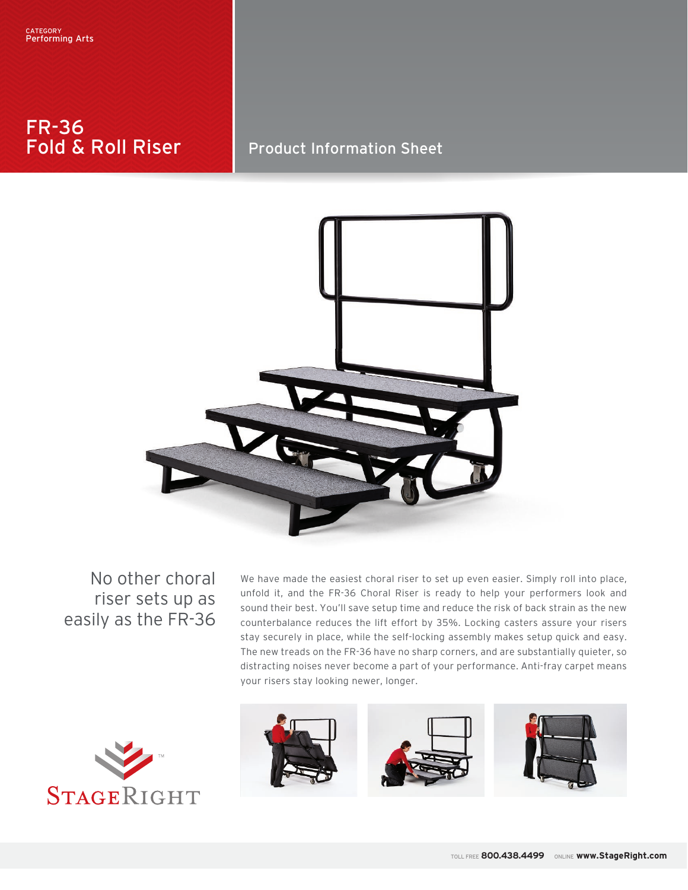CATEGORY
Performing Arts

# FR-36 Fold & Roll Riser

## Product Information Sheet

### No other choral riser sets up as easily as the FR-36

We have made the easiest choral riser to set up even easier. Simply roll into place, unfold it, and the FR-36 Choral Riser is ready to help your performers look and sound their best. You'll save setup time and reduce the risk of back strain as the new counterbalance reduces the lift effort by 35%. Locking casters assure your risers stay securely in place, while the self-locking assembly makes setup quick and easy. The new treads on the FR-36 have no sharp corners, and are substantially quieter, so distracting noises never become a part of your performance. Anti-fray carpet means your risers stay looking newer, longer.

STAGERIGHT™

TOLL FREE **800.438.4499** ONLINE **www.StageRight.com**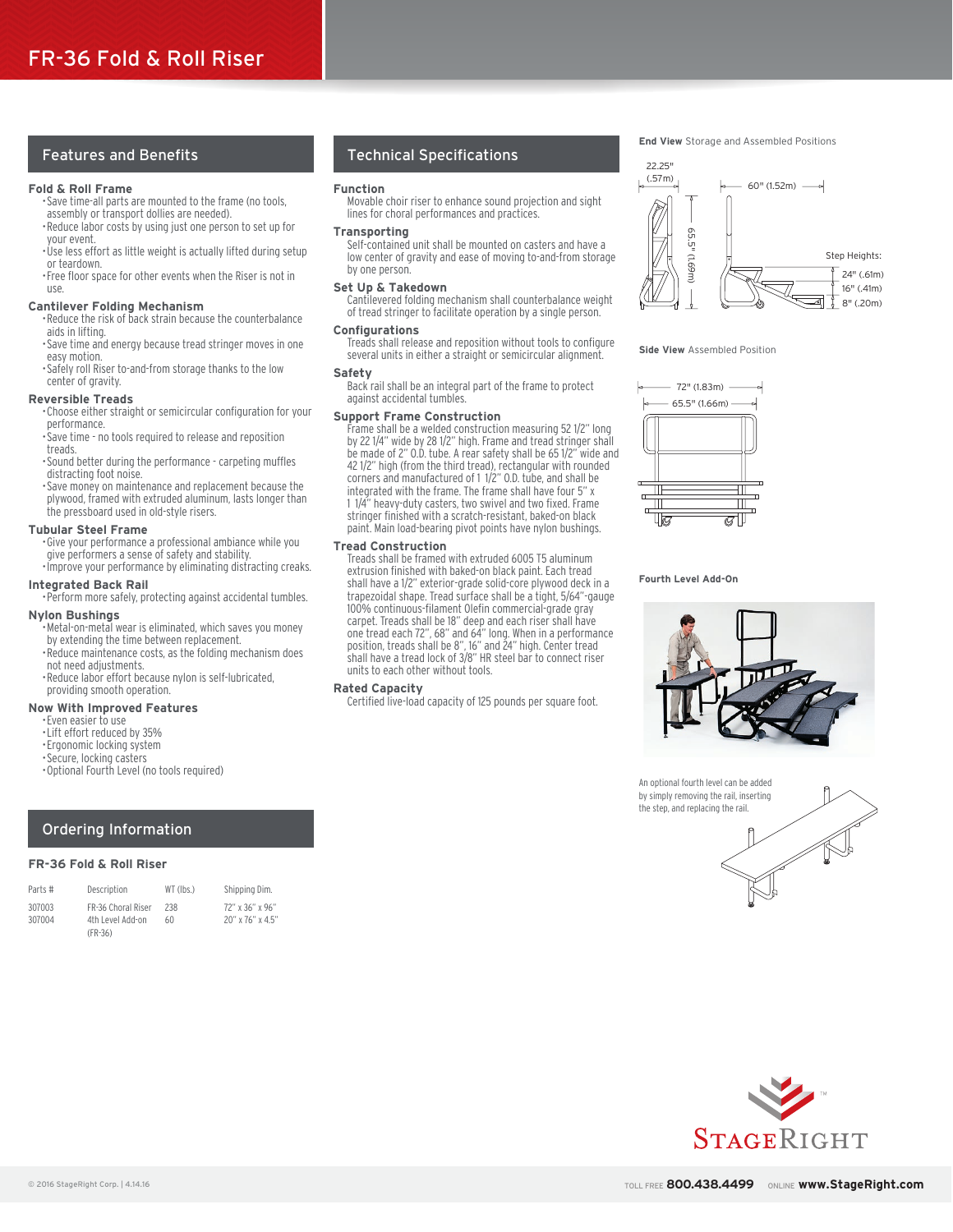# FR-36 Fold & Roll Riser

## Features and Benefits

### Fold & Roll Frame

- Save time-all parts are mounted to the frame (no tools, assembly or transport dollies are needed).
- Reduce labor costs by using just one person to set up for your event.
- Use less effort as little weight is actually lifted during setup or teardown.
- Free floor space for other events when the Riser is not in use.

### Cantilever Folding Mechanism

- Reduce the risk of back strain because the counterbalance aids in lifting.
- Save time and energy because tread stringer moves in one easy motion.
- Safely roll Riser to-and-from storage thanks to the low center of gravity.

### Reversible Treads

- Choose either straight or semicircular configuration for your performance.
- Save time - no tools required to release and reposition treads.
- Sound better during the performance - carpeting muffles distracting foot noise.
- Save money on maintenance and replacement because the plywood, framed with extruded aluminum, lasts longer than the pressboard used in old-style risers.

### Tubular Steel Frame

- Give your performance a professional ambiance while you give performers a sense of safety and stability.
- Improve your performance by eliminating distracting creaks.

### Integrated Back Rail

- Perform more safely, protecting against accidental tumbles.

### Nylon Bushings

- Metal-on-metal wear is eliminated, which saves you money by extending the time between replacement.
- Reduce maintenance costs, as the folding mechanism does not need adjustments.
- Reduce labor effort because nylon is self-lubricated, providing smooth operation.

### Now With Improved Features

- Even easier to use
- Lift effort reduced by 35%
- Ergonomic locking system
- Secure, locking casters
- Optional Fourth Level (no tools required)

## Technical Specifications

**Function**
Movable choir riser to enhance sound projection and sight lines for choral performances and practices.

**Transporting**
Self-contained unit shall be mounted on casters and have a low center of gravity and ease of moving to-and-from storage by one person.

**Set Up & Takedown**
Cantilevered folding mechanism shall counterbalance weight of tread stringer to facilitate operation by a single person.

**Configurations**
Treads shall release and reposition without tools to configure several units in either a straight or semicircular alignment.

**Safety**
Back rail shall be an integral part of the frame to protect against accidental tumbles.

**Support Frame Construction**
Frame shall be a welded construction measuring 52 1/2" long by 22 1/4" wide by 28 1/2" high. Frame and tread stringer shall be made of 2" O.D. tube. A rear safety shall be 65 1/2" wide and 42 1/2" high (from the third tread), rectangular with rounded corners and manufactured of 1 1/2" O.D. tube, and shall be integrated with the frame. The frame shall have four 5" x 1 1/4" heavy-duty casters, two swivel and two fixed. Frame stringer finished with a scratch-resistant, baked-on black paint. Main load-bearing pivot points have nylon bushings.

**Tread Construction**
Treads shall be framed with extruded 6005 T5 aluminum extrusion finished with baked-on black paint. Each tread shall have a 1/2" exterior-grade solid-core plywood deck in a trapezoidal shape. Tread surface shall be a tight, 5/64"-gauge 100% continuous-filament Olefin commercial-grade gray carpet. Treads shall be 18" deep and each riser shall have one tread each 72", 68" and 64" long. When in a performance position, treads shall be 8", 16" and 24" high. Center tread shall have a tread lock of 3/8" HR steel bar to connect riser units to each other without tools.

**Rated Capacity**
Certified live-load capacity of 125 pounds per square foot.

**End View** Storage and Assembled Positions

22.25" (.57m)
65.5" (1.69m)
60" (1.52m)
Step Heights:
24" (.61m)
16" (.41m)
8" (.20m)

**Side View** Assembled Position

72" (1.83m)
65.5" (1.66m)

**Fourth Level Add-On**

An optional fourth level can be added by simply removing the rail, inserting the step, and replacing the rail.

## Ordering Information

### FR-36 Fold & Roll Riser

| Parts # | Description | WT (lbs.) | Shipping Dim. |
|---|---|---|---|
| 307003 | FR-36 Choral Riser | 238 | 72" x 36" x 96" |
| 307004 | 4th Level Add-on (FR-36) | 60 | 20" x 76" x 4.5" |

StageRight

© 2016 StageRight Corp. | 4.14.16

TOLL FREE **800.438.4499** ONLINE **www.StageRight.com**